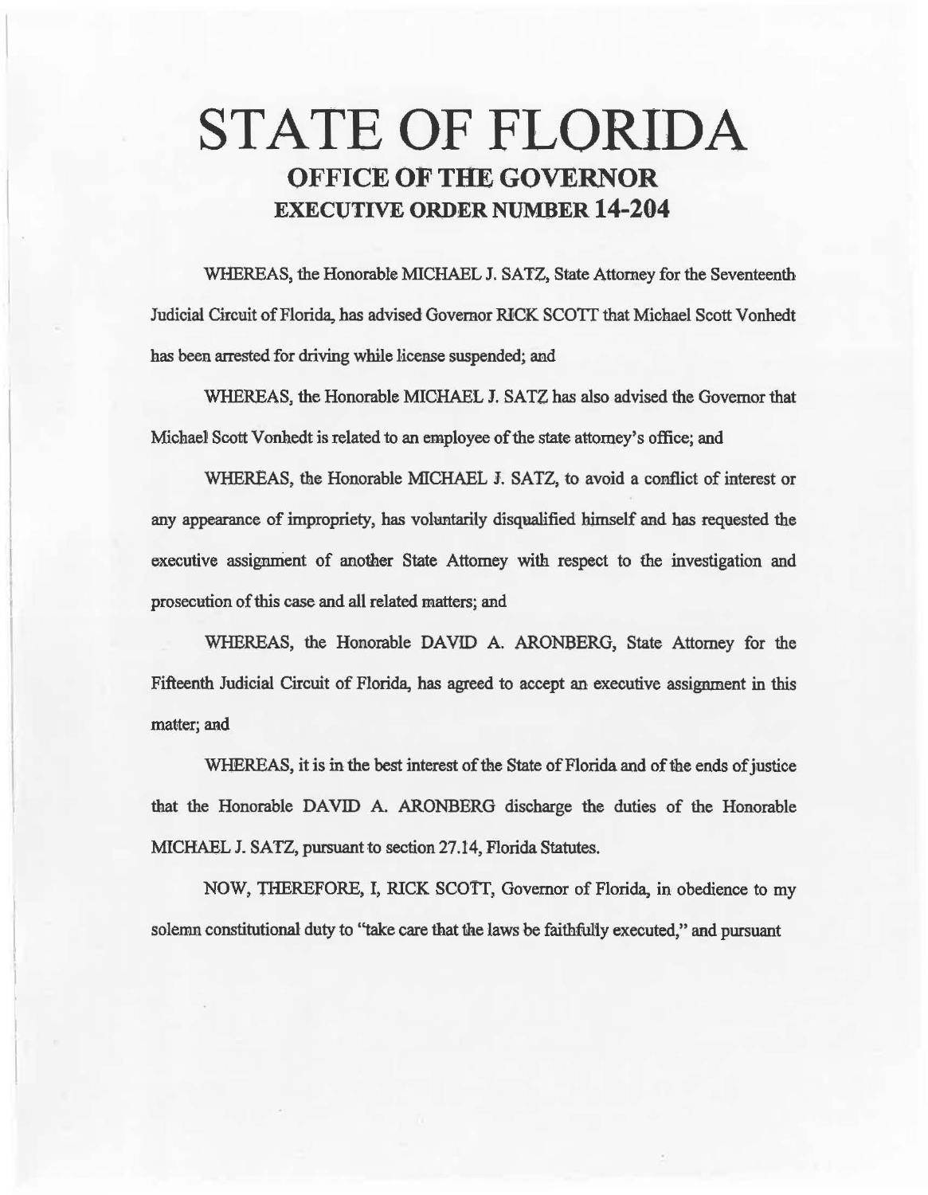# STATE OF FLORIDA

## OFFICE OF THE GOVERNOR

## EXECUTIVE ORDER NUMBER 14-204

WHEREAS, the Honorable MICHAEL J. SATZ, State Attorney for the Seventeenth Judicial Circuit of Florida, has advised Governor RICK SCOTT that Michael Scott Vonhedt has been arrested for driving while license suspended; and

WHEREAS, the Honorable MICHAEL J. SATZ has also advised the Governor that Michael Scott Vonhedt is related to an employee of the state attorney's office; and

WHEREAS, the Honorable MICHAEL J. SATZ, to avoid a conflict of interest or any appearance of impropriety, has voluntarily disqualified himself and has requested the executive assignment of another State Attorney with respect to the investigation and prosecution of this case and all related matters; and

WHEREAS, the Honorable DAVID A. ARONBERG, State Attorney for the Fifteenth Judicial Circuit of Florida, has agreed to accept an executive assignment in this matter; and

WHEREAS, it is in the best interest of the State of Florida and of the ends of justice that the Honorable DAVID A. ARONBERG discharge the duties of the Honorable MICHAEL J. SATZ, pursuant to section 27.14, Florida Statutes.

NOW, THEREFORE, I, RICK SCOTT, Governor of Florida, in obedience to my solemn constitutional duty to "take care that the laws be faithfully executed," and pursuant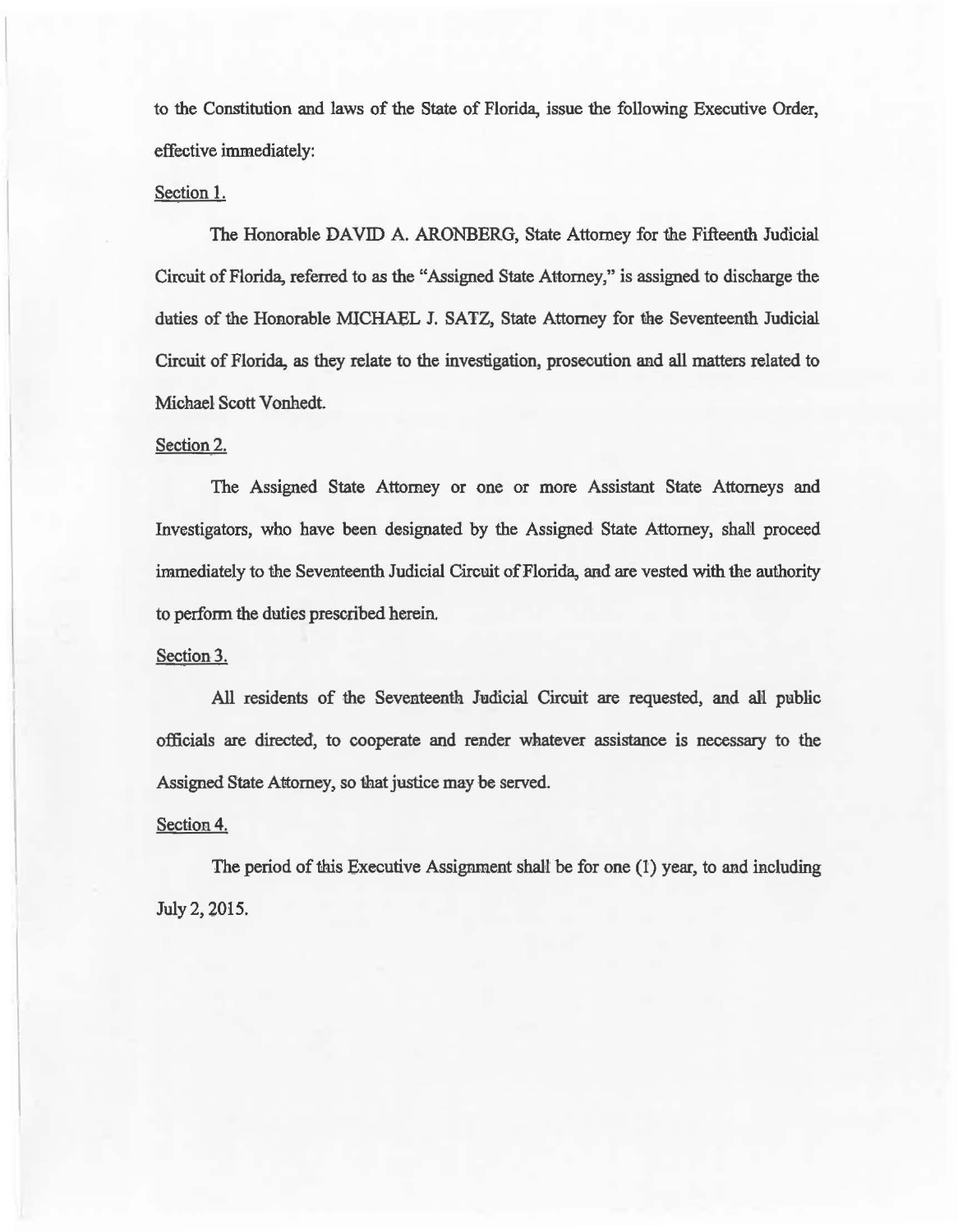to the Constitution and laws of the State of Florida, issue the following Executive Order, effective immediately:

Section 1.

The Honorable DAVID A. ARONBERG, State Attorney for the Fifteenth Judicial Circuit of Florida, referred to as the "Assigned State Attorney," is assigned to discharge the duties of the Honorable MICHAEL J. SATZ, State Attorney for the Seventeenth Judicial Circuit of Florida, as they relate to the investigation, prosecution and all matters related to Michael Scott Vonhedt.

Section 2.

The Assigned State Attorney or one or more Assistant State Attorneys and Investigators, who have been designated by the Assigned State Attorney, shall proceed immediately to the Seventeenth Judicial Circuit of Florida, and are vested with the authority to perform the duties prescribed herein.

Section 3.

All residents of the Seventeenth Judicial Circuit are requested, and all public officials are directed, to cooperate and render whatever assistance is necessary to the Assigned State Attorney, so that justice may be served.

Section 4.

The period of this Executive Assignment shall be for one (1) year, to and including July 2, 2015.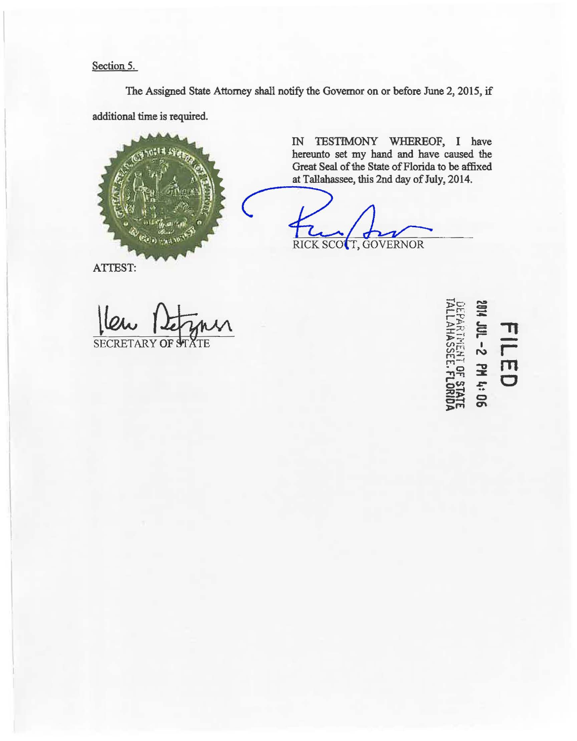Section 5.

The Assigned State Attorney shall notify the Governor on or before June 2, 2015, if additional time is required.

IN TESTIMONY WHEREOF, I have hereunto set my hand and have caused the Great Seal of the State of Florida to be affixed at Tallahassee, this 2nd day of July, 2014.

RICK SCOTT, GOVERNOR

ATTEST:

SECRETARY OF STATE

FILED

2014 JUL -2 PM 4:06

DEPARTMENT OF STATE
TALLAHASSEE, FLORIDA